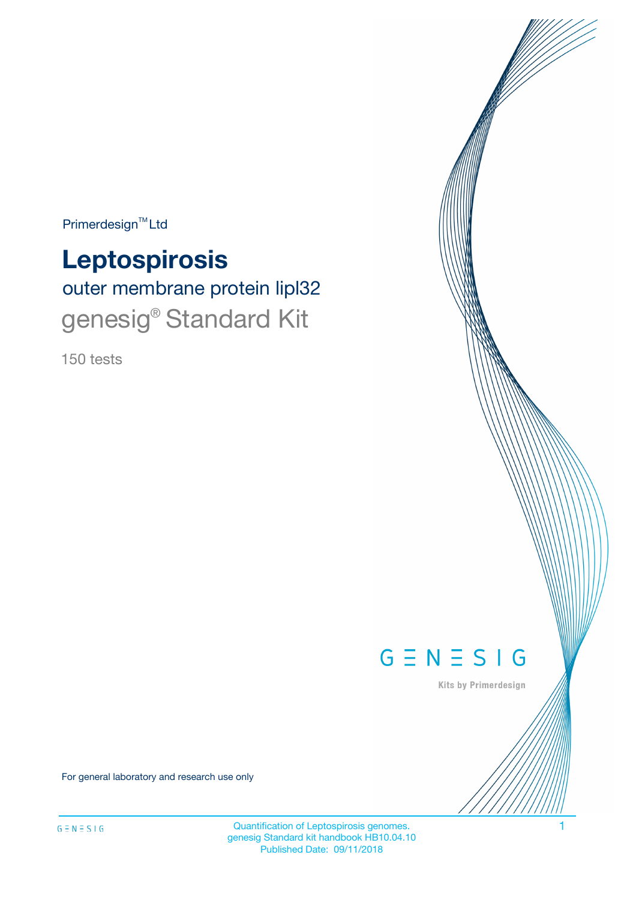Primerdesign™ Ltd

# Leptospirosis

## outer membrane protein lipl32

## genesig® Standard Kit

150 tests

GENESIG

Kits by Primerdesign

For general laboratory and research use only

Quantification of Leptospirosis genomes.
genesig Standard kit handbook HB10.04.10
Published Date: 09/11/2018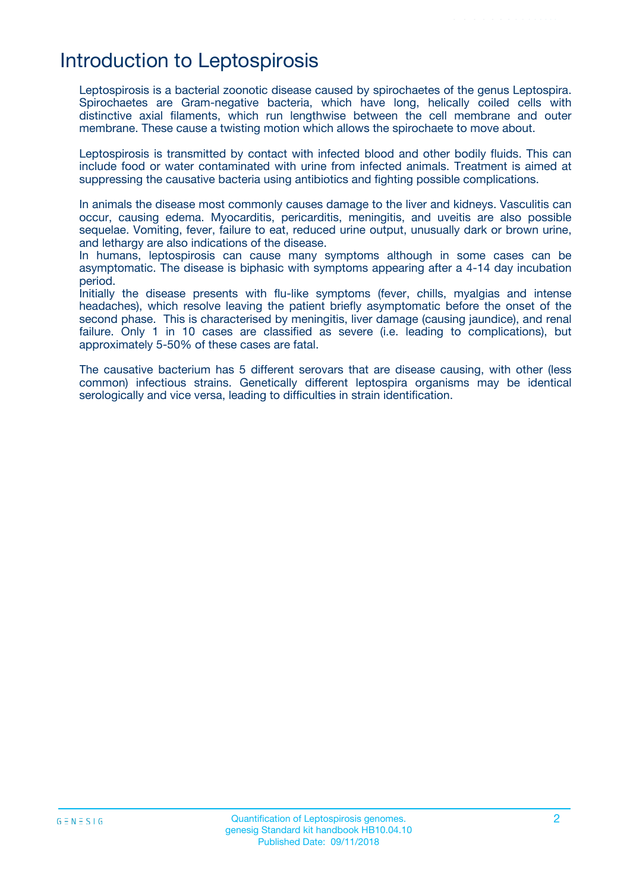# Introduction to Leptospirosis

Leptospirosis is a bacterial zoonotic disease caused by spirochaetes of the genus Leptospira. Spirochaetes are Gram-negative bacteria, which have long, helically coiled cells with distinctive axial filaments, which run lengthwise between the cell membrane and outer membrane. These cause a twisting motion which allows the spirochaete to move about.

Leptospirosis is transmitted by contact with infected blood and other bodily fluids. This can include food or water contaminated with urine from infected animals. Treatment is aimed at suppressing the causative bacteria using antibiotics and fighting possible complications.

In animals the disease most commonly causes damage to the liver and kidneys. Vasculitis can occur, causing edema. Myocarditis, pericarditis, meningitis, and uveitis are also possible sequelae. Vomiting, fever, failure to eat, reduced urine output, unusually dark or brown urine, and lethargy are also indications of the disease.
In humans, leptospirosis can cause many symptoms although in some cases can be asymptomatic. The disease is biphasic with symptoms appearing after a 4-14 day incubation period.
Initially the disease presents with flu-like symptoms (fever, chills, myalgias and intense headaches), which resolve leaving the patient briefly asymptomatic before the onset of the second phase. This is characterised by meningitis, liver damage (causing jaundice), and renal failure. Only 1 in 10 cases are classified as severe (i.e. leading to complications), but approximately 5-50% of these cases are fatal.

The causative bacterium has 5 different serovars that are disease causing, with other (less common) infectious strains. Genetically different leptospira organisms may be identical serologically and vice versa, leading to difficulties in strain identification.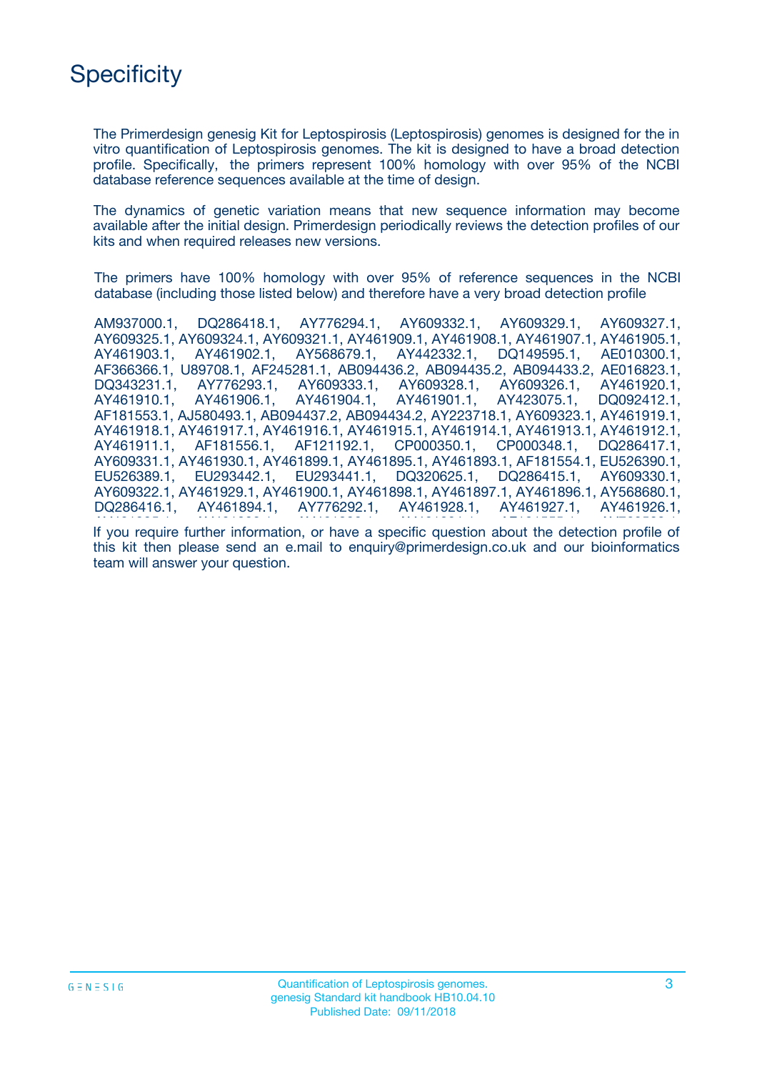# Specificity

The Primerdesign genesig Kit for Leptospirosis (Leptospirosis) genomes is designed for the in vitro quantification of Leptospirosis genomes. The kit is designed to have a broad detection profile. Specifically, the primers represent 100% homology with over 95% of the NCBI database reference sequences available at the time of design.

The dynamics of genetic variation means that new sequence information may become available after the initial design. Primerdesign periodically reviews the detection profiles of our kits and when required releases new versions.

The primers have 100% homology with over 95% of reference sequences in the NCBI database (including those listed below) and therefore have a very broad detection profile

AM937000.1, DQ286418.1, AY776294.1, AY609332.1, AY609329.1, AY609327.1, AY609325.1, AY609324.1, AY609321.1, AY461909.1, AY461908.1, AY461907.1, AY461905.1, AY461903.1, AY461902.1, AY568679.1, AY442332.1, DQ149595.1, AE010300.1, AF366366.1, U89708.1, AF245281.1, AB094436.2, AB094435.2, AB094433.2, AE016823.1, DQ343231.1, AY776293.1, AY609333.1, AY609328.1, AY609326.1, AY461920.1, AY461910.1, AY461906.1, AY461904.1, AY461901.1, AY423075.1, DQ092412.1, AF181553.1, AJ580493.1, AB094437.2, AB094434.2, AY223718.1, AY609323.1, AY461919.1, AY461918.1, AY461917.1, AY461916.1, AY461915.1, AY461914.1, AY461913.1, AY461912.1, AY461911.1, AF181556.1, AF121192.1, CP000350.1, CP000348.1, DQ286417.1, AY609331.1, AY461930.1, AY461899.1, AY461895.1, AY461893.1, AF181554.1, EU526390.1, EU526389.1, EU293442.1, EU293441.1, DQ320625.1, DQ286415.1, AY609330.1, AY609322.1, AY461929.1, AY461900.1, AY461898.1, AY461897.1, AY461896.1, AY568680.1, DQ286416.1, AY461894.1, AY776292.1, AY461928.1, AY461927.1, AY461926.1,

If you require further information, or have a specific question about the detection profile of this kit then please send an e.mail to enquiry@primerdesign.co.uk and our bioinformatics team will answer your question.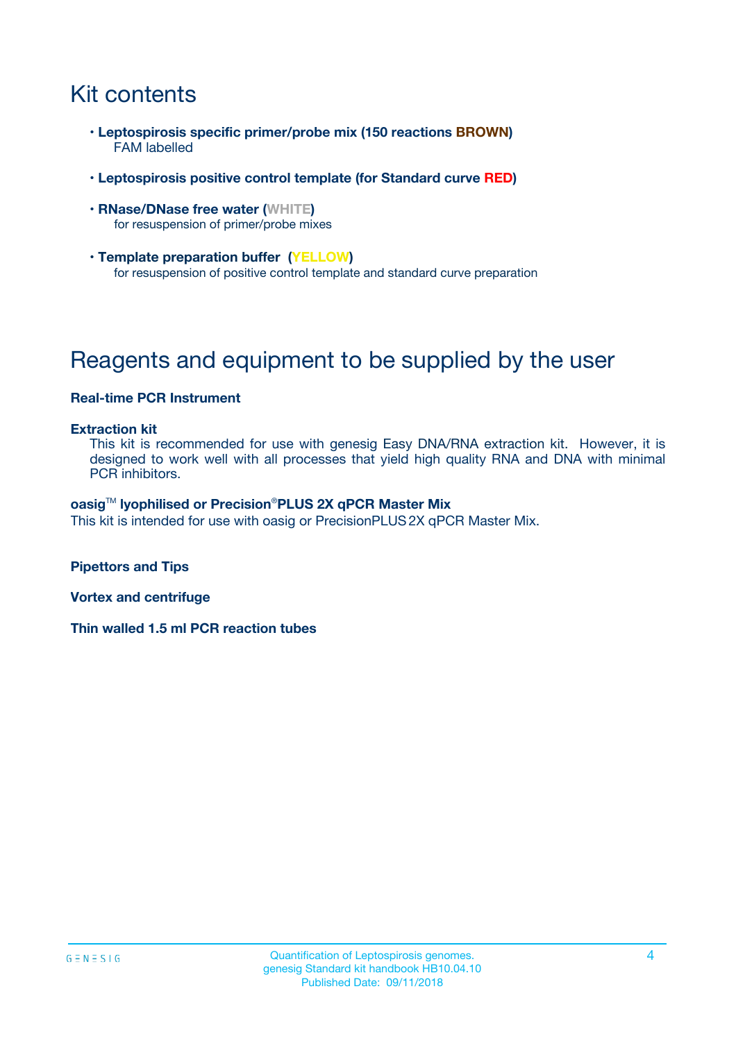# Kit contents

- **Leptospirosis specific primer/probe mix (150 reactions BROWN)**
  FAM labelled
- **Leptospirosis positive control template (for Standard curve RED)**
- **RNase/DNase free water (WHITE)**
  for resuspension of primer/probe mixes
- **Template preparation buffer (YELLOW)**
  for resuspension of positive control template and standard curve preparation

# Reagents and equipment to be supplied by the user

**Real-time PCR Instrument**

**Extraction kit**

This kit is recommended for use with genesig Easy DNA/RNA extraction kit. However, it is designed to work well with all processes that yield high quality RNA and DNA with minimal PCR inhibitors.

**oasig™ lyophilised or Precision®PLUS 2X qPCR Master Mix**

This kit is intended for use with oasig or PrecisionPLUS 2X qPCR Master Mix.

**Pipettors and Tips**

**Vortex and centrifuge**

**Thin walled 1.5 ml PCR reaction tubes**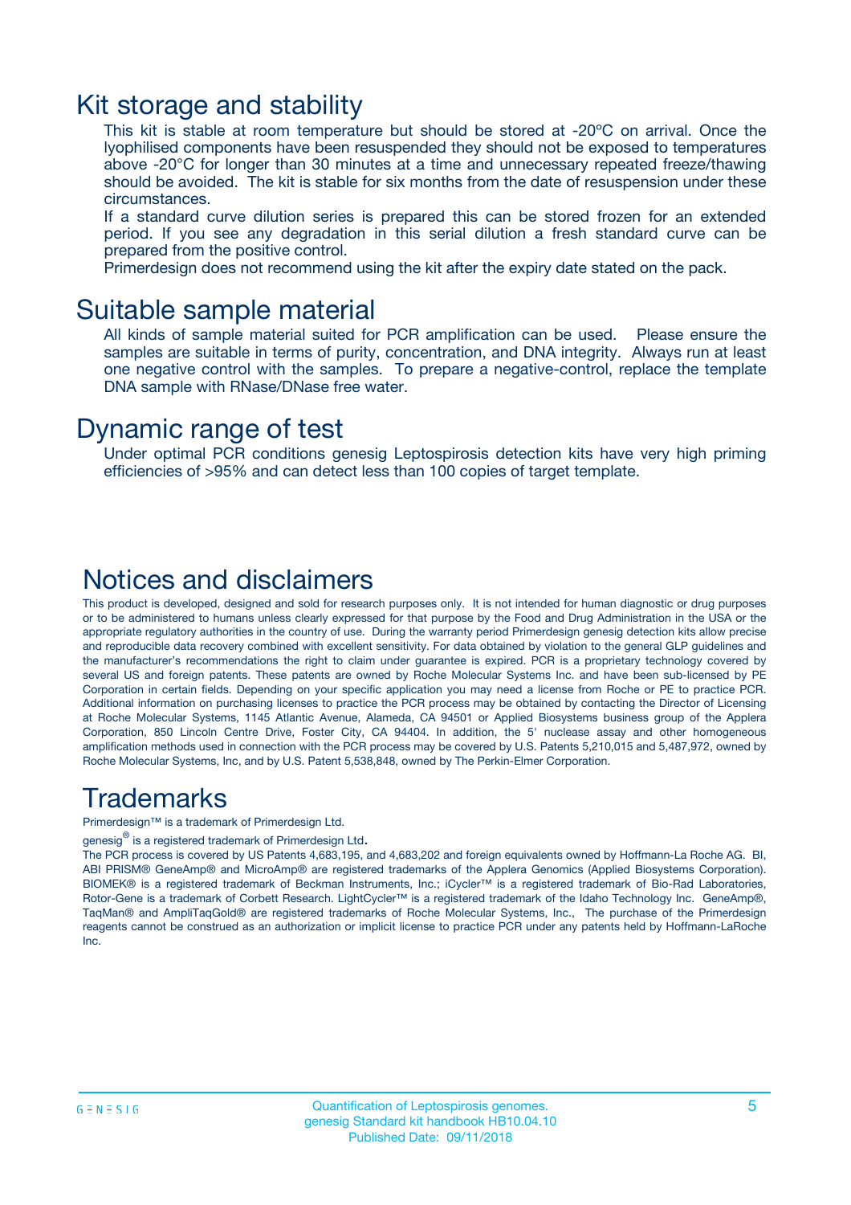# Kit storage and stability

This kit is stable at room temperature but should be stored at -20ºC on arrival. Once the lyophilised components have been resuspended they should not be exposed to temperatures above -20°C for longer than 30 minutes at a time and unnecessary repeated freeze/thawing should be avoided. The kit is stable for six months from the date of resuspension under these circumstances.

If a standard curve dilution series is prepared this can be stored frozen for an extended period. If you see any degradation in this serial dilution a fresh standard curve can be prepared from the positive control.

Primerdesign does not recommend using the kit after the expiry date stated on the pack.

# Suitable sample material

All kinds of sample material suited for PCR amplification can be used. Please ensure the samples are suitable in terms of purity, concentration, and DNA integrity. Always run at least one negative control with the samples. To prepare a negative-control, replace the template DNA sample with RNase/DNase free water.

# Dynamic range of test

Under optimal PCR conditions genesig Leptospirosis detection kits have very high priming efficiencies of >95% and can detect less than 100 copies of target template.

# Notices and disclaimers

This product is developed, designed and sold for research purposes only. It is not intended for human diagnostic or drug purposes or to be administered to humans unless clearly expressed for that purpose by the Food and Drug Administration in the USA or the appropriate regulatory authorities in the country of use. During the warranty period Primerdesign genesig detection kits allow precise and reproducible data recovery combined with excellent sensitivity. For data obtained by violation to the general GLP guidelines and the manufacturer's recommendations the right to claim under guarantee is expired. PCR is a proprietary technology covered by several US and foreign patents. These patents are owned by Roche Molecular Systems Inc. and have been sub-licensed by PE Corporation in certain fields. Depending on your specific application you may need a license from Roche or PE to practice PCR. Additional information on purchasing licenses to practice the PCR process may be obtained by contacting the Director of Licensing at Roche Molecular Systems, 1145 Atlantic Avenue, Alameda, CA 94501 or Applied Biosystems business group of the Applera Corporation, 850 Lincoln Centre Drive, Foster City, CA 94404. In addition, the 5' nuclease assay and other homogeneous amplification methods used in connection with the PCR process may be covered by U.S. Patents 5,210,015 and 5,487,972, owned by Roche Molecular Systems, Inc, and by U.S. Patent 5,538,848, owned by The Perkin-Elmer Corporation.

# Trademarks

Primerdesign™ is a trademark of Primerdesign Ltd.

genesig® is a registered trademark of Primerdesign Ltd.

The PCR process is covered by US Patents 4,683,195, and 4,683,202 and foreign equivalents owned by Hoffmann-La Roche AG. BI, ABI PRISM® GeneAmp® and MicroAmp® are registered trademarks of the Applera Genomics (Applied Biosystems Corporation). BIOMEK® is a registered trademark of Beckman Instruments, Inc.; iCycler™ is a registered trademark of Bio-Rad Laboratories, Rotor-Gene is a trademark of Corbett Research. LightCycler™ is a registered trademark of the Idaho Technology Inc. GeneAmp®, TaqMan® and AmpliTaqGold® are registered trademarks of Roche Molecular Systems, Inc., The purchase of the Primerdesign reagents cannot be construed as an authorization or implicit license to practice PCR under any patents held by Hoffmann-LaRoche Inc.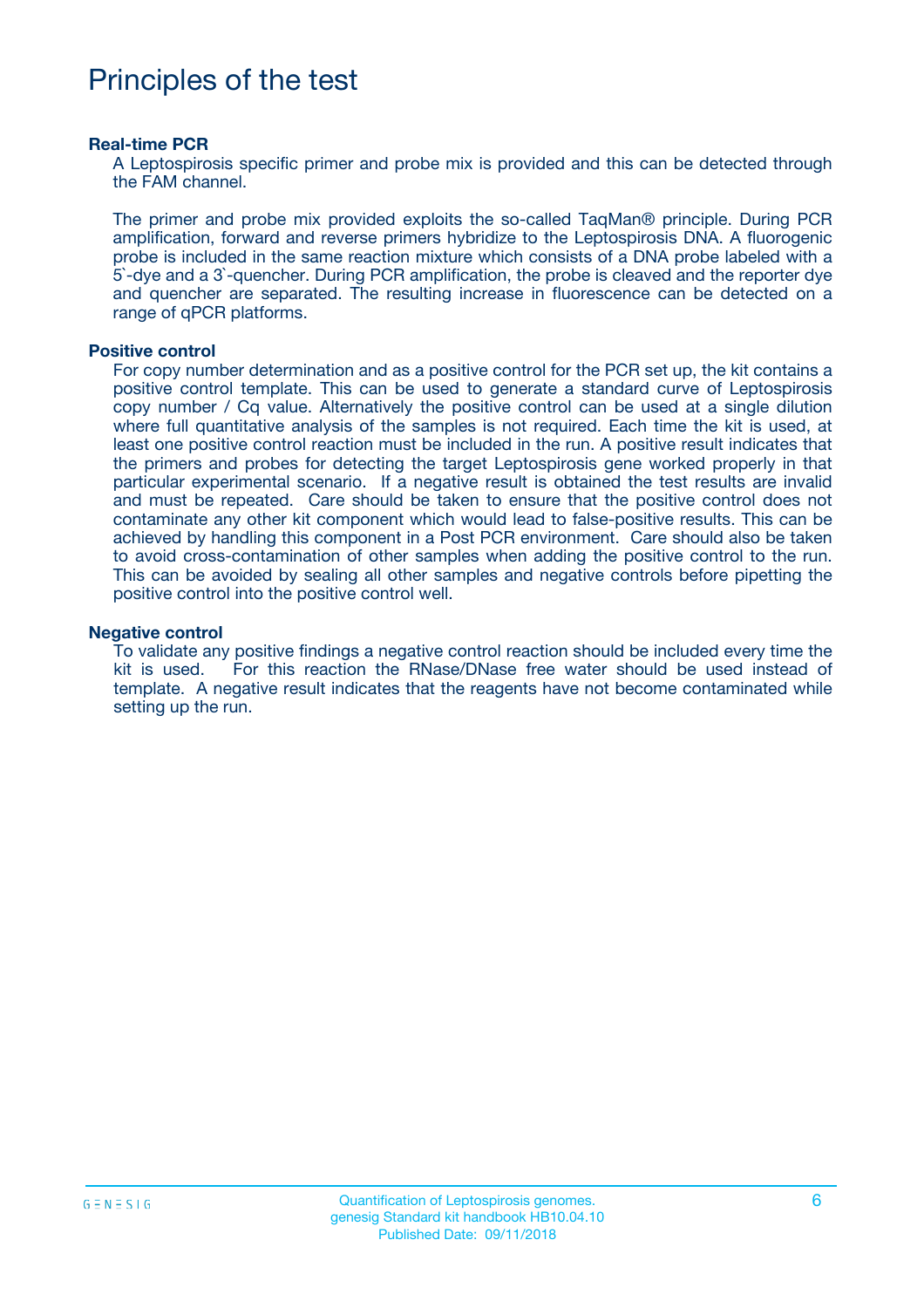# Principles of the test

**Real-time PCR**

A Leptospirosis specific primer and probe mix is provided and this can be detected through the FAM channel.

The primer and probe mix provided exploits the so-called TaqMan® principle. During PCR amplification, forward and reverse primers hybridize to the Leptospirosis DNA. A fluorogenic probe is included in the same reaction mixture which consists of a DNA probe labeled with a 5`-dye and a 3`-quencher. During PCR amplification, the probe is cleaved and the reporter dye and quencher are separated. The resulting increase in fluorescence can be detected on a range of qPCR platforms.

**Positive control**

For copy number determination and as a positive control for the PCR set up, the kit contains a positive control template. This can be used to generate a standard curve of Leptospirosis copy number / Cq value. Alternatively the positive control can be used at a single dilution where full quantitative analysis of the samples is not required. Each time the kit is used, at least one positive control reaction must be included in the run. A positive result indicates that the primers and probes for detecting the target Leptospirosis gene worked properly in that particular experimental scenario. If a negative result is obtained the test results are invalid and must be repeated. Care should be taken to ensure that the positive control does not contaminate any other kit component which would lead to false-positive results. This can be achieved by handling this component in a Post PCR environment. Care should also be taken to avoid cross-contamination of other samples when adding the positive control to the run. This can be avoided by sealing all other samples and negative controls before pipetting the positive control into the positive control well.

**Negative control**

To validate any positive findings a negative control reaction should be included every time the kit is used. For this reaction the RNase/DNase free water should be used instead of template. A negative result indicates that the reagents have not become contaminated while setting up the run.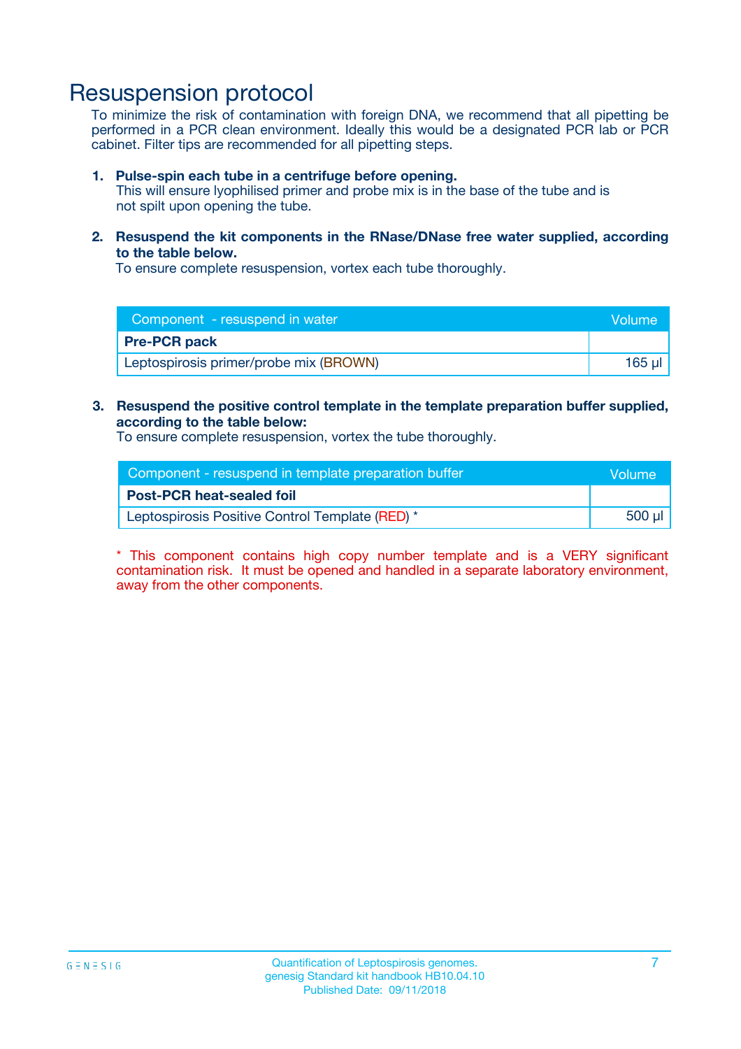# Resuspension protocol

To minimize the risk of contamination with foreign DNA, we recommend that all pipetting be performed in a PCR clean environment. Ideally this would be a designated PCR lab or PCR cabinet. Filter tips are recommended for all pipetting steps.

1. **Pulse-spin each tube in a centrifuge before opening.**
   This will ensure lyophilised primer and probe mix is in the base of the tube and is not spilt upon opening the tube.

2. **Resuspend the kit components in the RNase/DNase free water supplied, according to the table below.**
   To ensure complete resuspension, vortex each tube thoroughly.

| Component - resuspend in water | Volume |
|---|---|
| **Pre-PCR pack** | |
| Leptospirosis primer/probe mix (BROWN) | 165 µl |

3. **Resuspend the positive control template in the template preparation buffer supplied, according to the table below:**
   To ensure complete resuspension, vortex the tube thoroughly.

| Component - resuspend in template preparation buffer | Volume |
|---|---|
| **Post-PCR heat-sealed foil** | |
| Leptospirosis Positive Control Template (RED) * | 500 µl |

* This component contains high copy number template and is a VERY significant contamination risk. It must be opened and handled in a separate laboratory environment, away from the other components.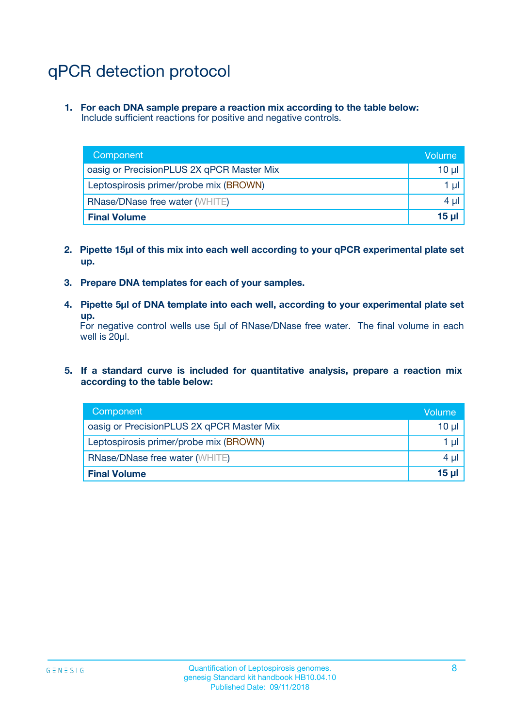# qPCR detection protocol

1. **For each DNA sample prepare a reaction mix according to the table below:**
   Include sufficient reactions for positive and negative controls.

| Component | Volume |
|---|---|
| oasig or PrecisionPLUS 2X qPCR Master Mix | 10 µl |
| Leptospirosis primer/probe mix (BROWN) | 1 µl |
| RNase/DNase free water (WHITE) | 4 µl |
| **Final Volume** | **15 µl** |

2. **Pipette 15µl of this mix into each well according to your qPCR experimental plate set up.**

3. **Prepare DNA templates for each of your samples.**

4. **Pipette 5µl of DNA template into each well, according to your experimental plate set up.**
   For negative control wells use 5µl of RNase/DNase free water. The final volume in each well is 20µl.

5. **If a standard curve is included for quantitative analysis, prepare a reaction mix according to the table below:**

| Component | Volume |
|---|---|
| oasig or PrecisionPLUS 2X qPCR Master Mix | 10 µl |
| Leptospirosis primer/probe mix (BROWN) | 1 µl |
| RNase/DNase free water (WHITE) | 4 µl |
| **Final Volume** | **15 µl** |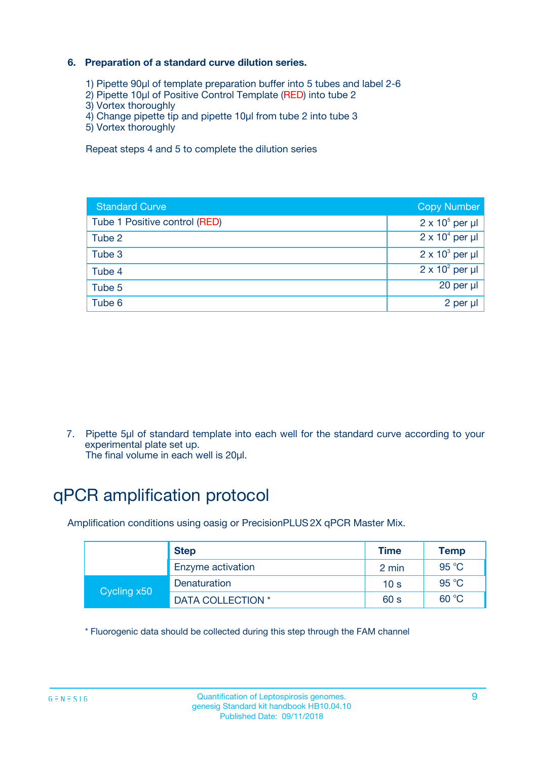**6. Preparation of a standard curve dilution series.**

1) Pipette 90µl of template preparation buffer into 5 tubes and label 2-6
2) Pipette 10µl of Positive Control Template (RED) into tube 2
3) Vortex thoroughly
4) Change pipette tip and pipette 10µl from tube 2 into tube 3
5) Vortex thoroughly

Repeat steps 4 and 5 to complete the dilution series

| Standard Curve | Copy Number |
|---|---|
| Tube 1 Positive control (RED) | $2 \times 10^5$ per µl |
| Tube 2 | $2 \times 10^4$ per µl |
| Tube 3 | $2 \times 10^3$ per µl |
| Tube 4 | $2 \times 10^2$ per µl |
| Tube 5 | 20 per µl |
| Tube 6 | 2 per µl |

7. Pipette 5µl of standard template into each well for the standard curve according to your experimental plate set up.
The final volume in each well is 20µl.

# qPCR amplification protocol

Amplification conditions using oasig or PrecisionPLUS 2X qPCR Master Mix.

| | Step | Time | Temp |
|---|---|---|---|
| | Enzyme activation | 2 min | 95 °C |
| Cycling x50 | Denaturation | 10 s | 95 °C |
| | DATA COLLECTION * | 60 s | 60 °C |

* Fluorogenic data should be collected during this step through the FAM channel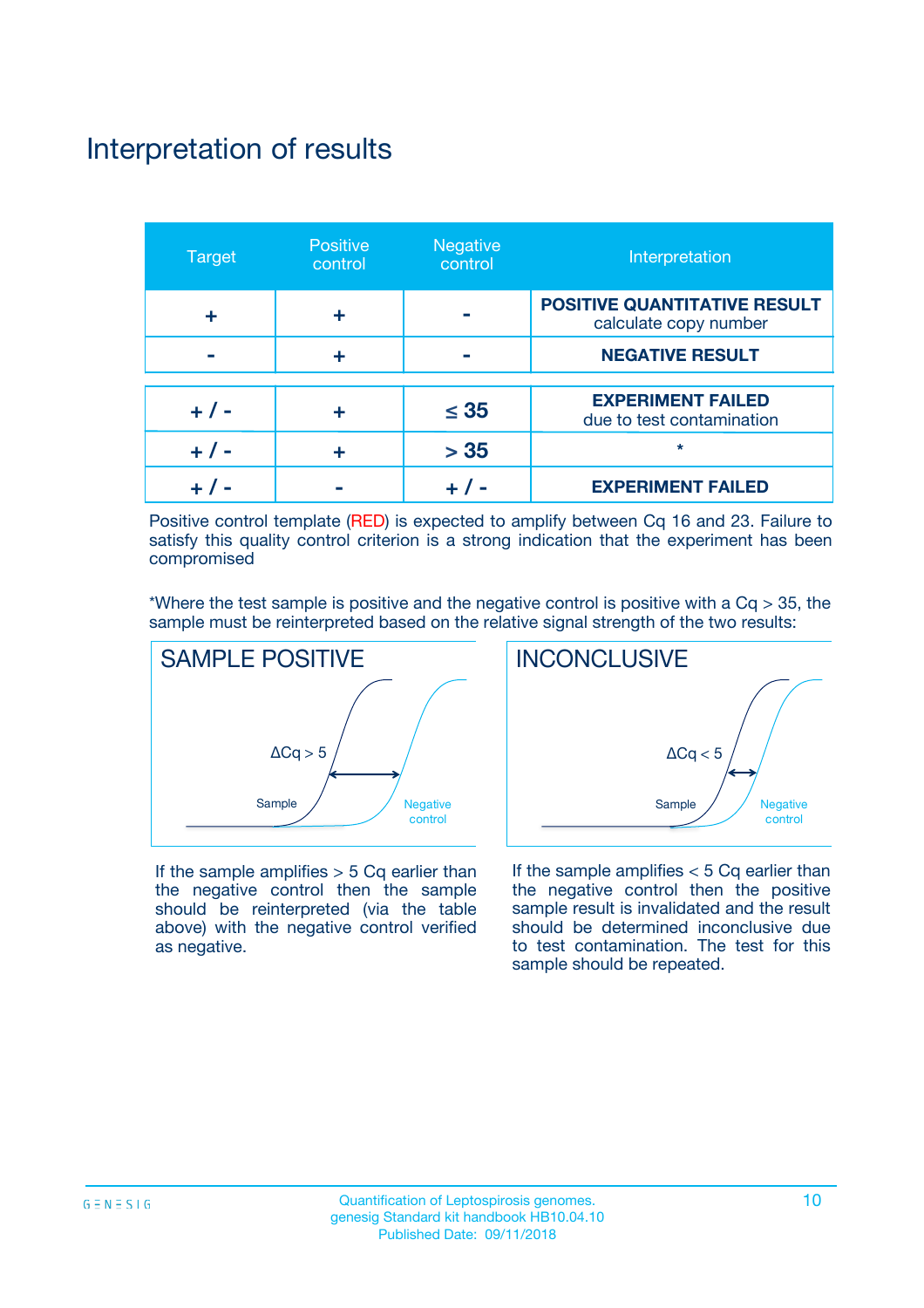# Interpretation of results

| Target | Positive control | Negative control | Interpretation |
|---|---|---|---|
| + | + | - | **POSITIVE QUANTITATIVE RESULT** calculate copy number |
| - | + | - | **NEGATIVE RESULT** |
| + / - | + | ≤ 35 | **EXPERIMENT FAILED** due to test contamination |
| + / - | + | > 35 | * |
| + / - | - | + / - | **EXPERIMENT FAILED** |

Positive control template (RED) is expected to amplify between Cq 16 and 23. Failure to satisfy this quality control criterion is a strong indication that the experiment has been compromised

*Where the test sample is positive and the negative control is positive with a Cq > 35, the sample must be reinterpreted based on the relative signal strength of the two results:

SAMPLE POSITIVE

ΔCq > 5

Sample

Negative control

If the sample amplifies > 5 Cq earlier than the negative control then the sample should be reinterpreted (via the table above) with the negative control verified as negative.

INCONCLUSIVE

ΔCq < 5

Sample

Negative control

If the sample amplifies < 5 Cq earlier than the negative control then the positive sample result is invalidated and the result should be determined inconclusive due to test contamination. The test for this sample should be repeated.